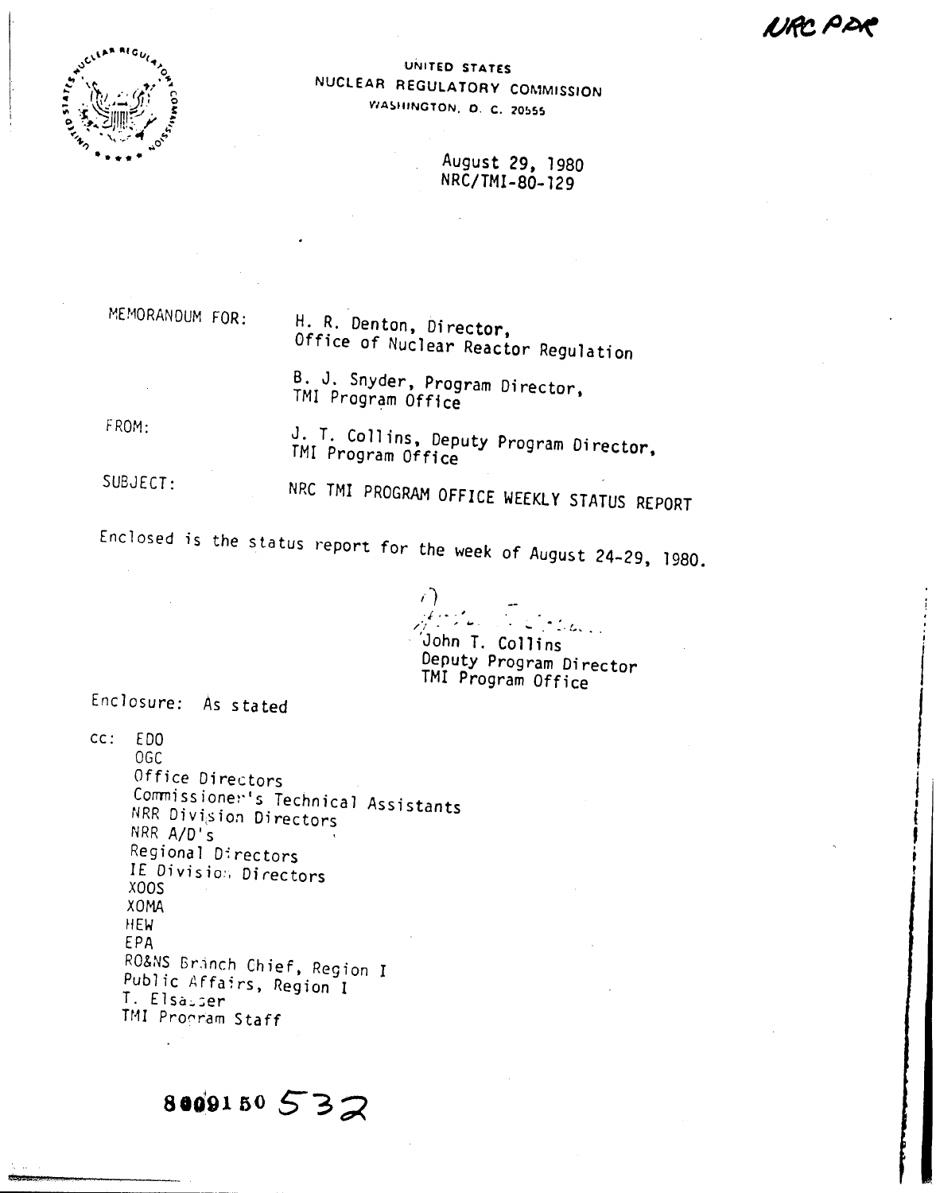NRC PDR

UNITED STATES
NUCLEAR REGULATORY COMMISSION
WASHINGTON, D. C. 20555

August 29, 1980
NRC/TMI-80-129

MEMORANDUM FOR: H. R. Denton, Director, Office of Nuclear Reactor Regulation

B. J. Snyder, Program Director, TMI Program Office

FROM: J. T. Collins, Deputy Program Director, TMI Program Office

SUBJECT: NRC TMI PROGRAM OFFICE WEEKLY STATUS REPORT

Enclosed is the status report for the week of August 24-29, 1980.

John T. Collins
Deputy Program Director
TMI Program Office

Enclosure: As stated

cc: EDO
OGC
Office Directors
Commissioner's Technical Assistants
NRR Division Directors
NRR A/D's
Regional Directors
IE Division Directors
XOOS
XOMA
HEW
EPA
RO&NS Branch Chief, Region I
Public Affairs, Region I
T. Elsasser
TMI Program Staff

8009150 532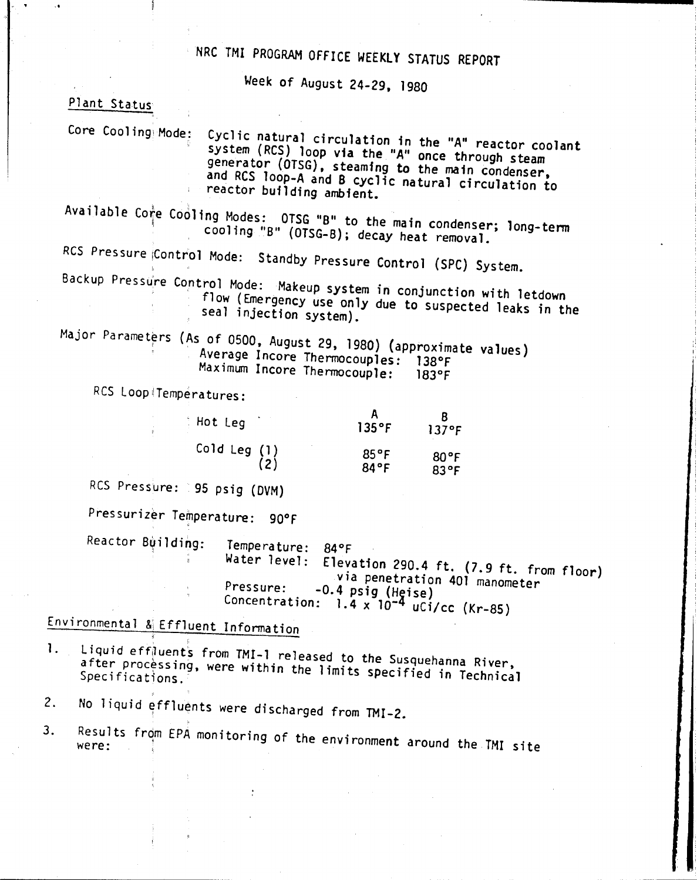# NRC TMI PROGRAM OFFICE WEEKLY STATUS REPORT

Week of August 24-29, 1980

## Plant Status

Core Cooling Mode: Cyclic natural circulation in the "A" reactor coolant system (RCS) loop via the "A" once through steam generator (OTSG), steaming to the main condenser, and RCS loop-A and B cyclic natural circulation to reactor building ambient.

Available Core Cooling Modes: OTSG "B" to the main condenser; long-term cooling "B" (OTSG-B); decay heat removal.

RCS Pressure Control Mode: Standby Pressure Control (SPC) System.

Backup Pressure Control Mode: Makeup system in conjunction with letdown flow (Emergency use only due to suspected leaks in the seal injection system).

Major Parameters (As of 0500, August 29, 1980) (approximate values)

Average Incore Thermocouples: 138°F
Maximum Incore Thermocouple: 183°F

RCS Loop Temperatures:

| | A | B |
|---|---|---|
| Hot Leg | 135°F | 137°F |
| Cold Leg (1) | 85°F | 80°F |
| (2) | 84°F | 83°F |

RCS Pressure: 95 psig (DVM)

Pressurizer Temperature: 90°F

Reactor Building:
- Temperature: 84°F
- Water level: Elevation 290.4 ft. (7.9 ft. from floor) via penetration 401 manometer
- Pressure: -0.4 psig (Heise)
- Concentration: $1.4 \times 10^{-4}$ uCi/cc (Kr-85)

## Environmental & Effluent Information

1. Liquid effluents from TMI-1 released to the Susquehanna River, after processing, were within the limits specified in Technical Specifications.
2. No liquid effluents were discharged from TMI-2.
3. Results from EPA monitoring of the environment around the TMI site were: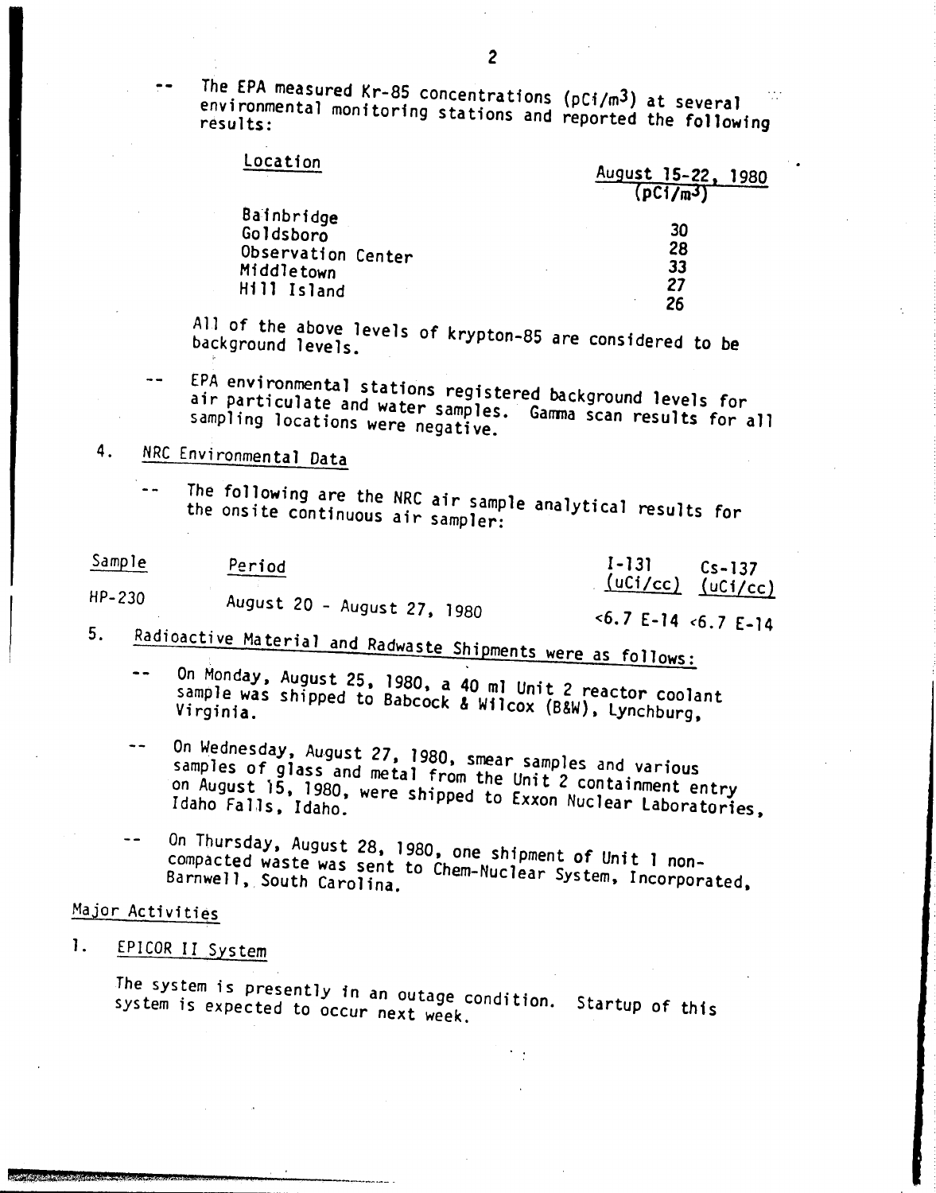-- The EPA measured Kr-85 concentrations ($pCi/m^3$) at several environmental monitoring stations and reported the following results:

| Location | August 15-22, 1980 ($pCi/m^3$) |
|---|---|
| Bainbridge | 30 |
| Goldsboro | 28 |
| Observation Center | 33 |
| Middletown | 27 |
| Hill Island | 26 |

All of the above levels of krypton-85 are considered to be background levels.

-- EPA environmental stations registered background levels for air particulate and water samples. Gamma scan results for all sampling locations were negative.

4. NRC Environmental Data

-- The following are the NRC air sample analytical results for the onsite continuous air sampler:

| Sample | Period | I-131 (uCi/cc) | Cs-137 (uCi/cc) |
|---|---|---|---|
| HP-230 | August 20 - August 27, 1980 | <6.7 E-14 | <6.7 E-14 |

5. Radioactive Material and Radwaste Shipments were as follows:

-- On Monday, August 25, 1980, a 40 ml Unit 2 reactor coolant sample was shipped to Babcock & Wilcox (B&W), Lynchburg, Virginia.

-- On Wednesday, August 27, 1980, smear samples and various samples of glass and metal from the Unit 2 containment entry on August 15, 1980, were shipped to Exxon Nuclear Laboratories, Idaho Falls, Idaho.

-- On Thursday, August 28, 1980, one shipment of Unit 1 non-compacted waste was sent to Chem-Nuclear System, Incorporated, Barnwell, South Carolina.

## Major Activities

1. EPICOR II System

The system is presently in an outage condition. Startup of this system is expected to occur next week.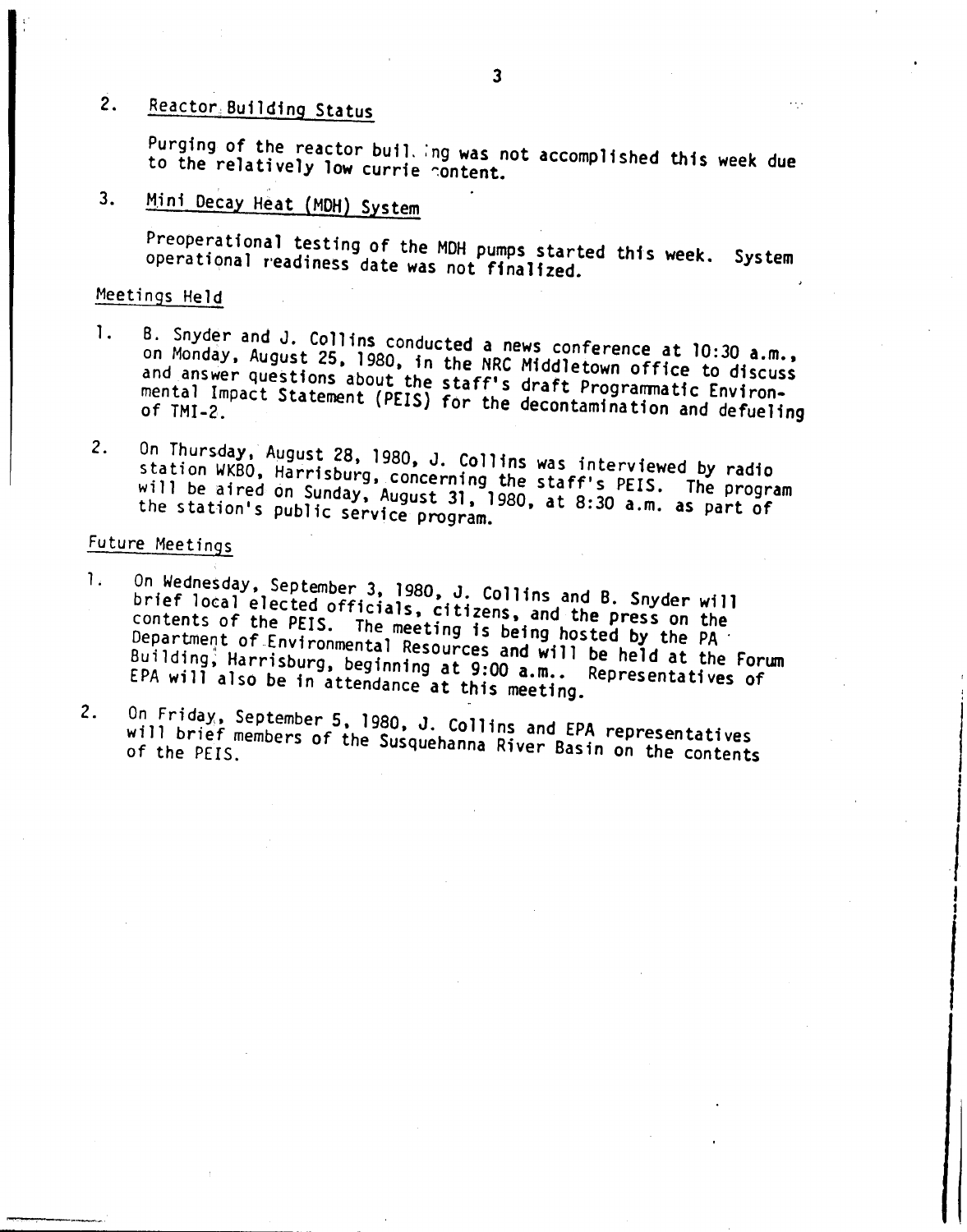2. Reactor Building Status

   Purging of the reactor buil. ing was not accomplished this week due to the relatively low currie content.

3. Mini Decay Heat (MDH) System

   Preoperational testing of the MDH pumps started this week. System operational readiness date was not finalized.

Meetings Held

1. B. Snyder and J. Collins conducted a news conference at 10:30 a.m., on Monday, August 25, 1980, in the NRC Middletown office to discuss and answer questions about the staff's draft Programmatic Environmental Impact Statement (PEIS) for the decontamination and defueling of TMI-2.

2. On Thursday, August 28, 1980, J. Collins was interviewed by radio station WKBO, Harrisburg, concerning the staff's PEIS. The program will be aired on Sunday, August 31, 1980, at 8:30 a.m. as part of the station's public service program.

Future Meetings

1. On Wednesday, September 3, 1980, J. Collins and B. Snyder will brief local elected officials, citizens, and the press on the contents of the PEIS. The meeting is being hosted by the PA Department of Environmental Resources and will be held at the Forum Building, Harrisburg, beginning at 9:00 a.m.. Representatives of EPA will also be in attendance at this meeting.

2. On Friday, September 5, 1980, J. Collins and EPA representatives will brief members of the Susquehanna River Basin on the contents of the PEIS.